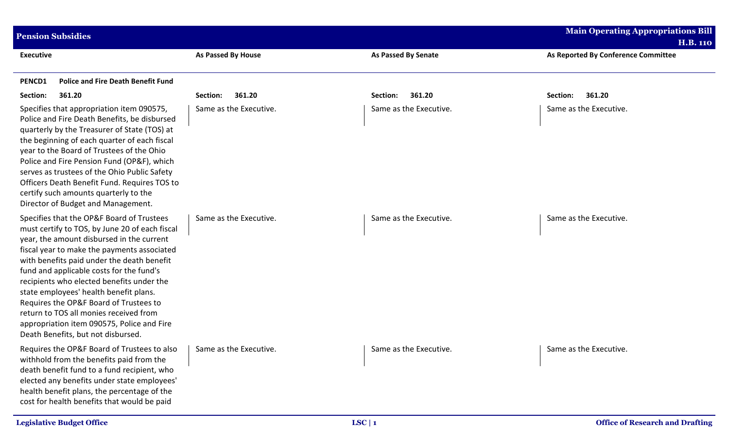## Pension Subsidies

| Executive | As Passed By House | As Passed By Senate | As Reported By Conference Committee |
|---|---|---|---|
| **PENCD1 Police and Fire Death Benefit Fund** | | | |
| **Section: 361.20** | **Section: 361.20** | **Section: 361.20** | **Section: 361.20** |
| Specifies that appropriation item 090575, Police and Fire Death Benefits, be disbursed quarterly by the Treasurer of State (TOS) at the beginning of each quarter of each fiscal year to the Board of Trustees of the Ohio Police and Fire Pension Fund (OP&F), which serves as trustees of the Ohio Public Safety Officers Death Benefit Fund. Requires TOS to certify such amounts quarterly to the Director of Budget and Management. | Same as the Executive. | Same as the Executive. | Same as the Executive. |
| Specifies that the OP&F Board of Trustees must certify to TOS, by June 20 of each fiscal year, the amount disbursed in the current fiscal year to make the payments associated with benefits paid under the death benefit fund and applicable costs for the fund's recipients who elected benefits under the state employees' health benefit plans. Requires the OP&F Board of Trustees to return to TOS all monies received from appropriation item 090575, Police and Fire Death Benefits, but not disbursed. | Same as the Executive. | Same as the Executive. | Same as the Executive. |
| Requires the OP&F Board of Trustees to also withhold from the benefits paid from the death benefit fund to a fund recipient, who elected any benefits under state employees' health benefit plans, the percentage of the cost for health benefits that would be paid | Same as the Executive. | Same as the Executive. | Same as the Executive. |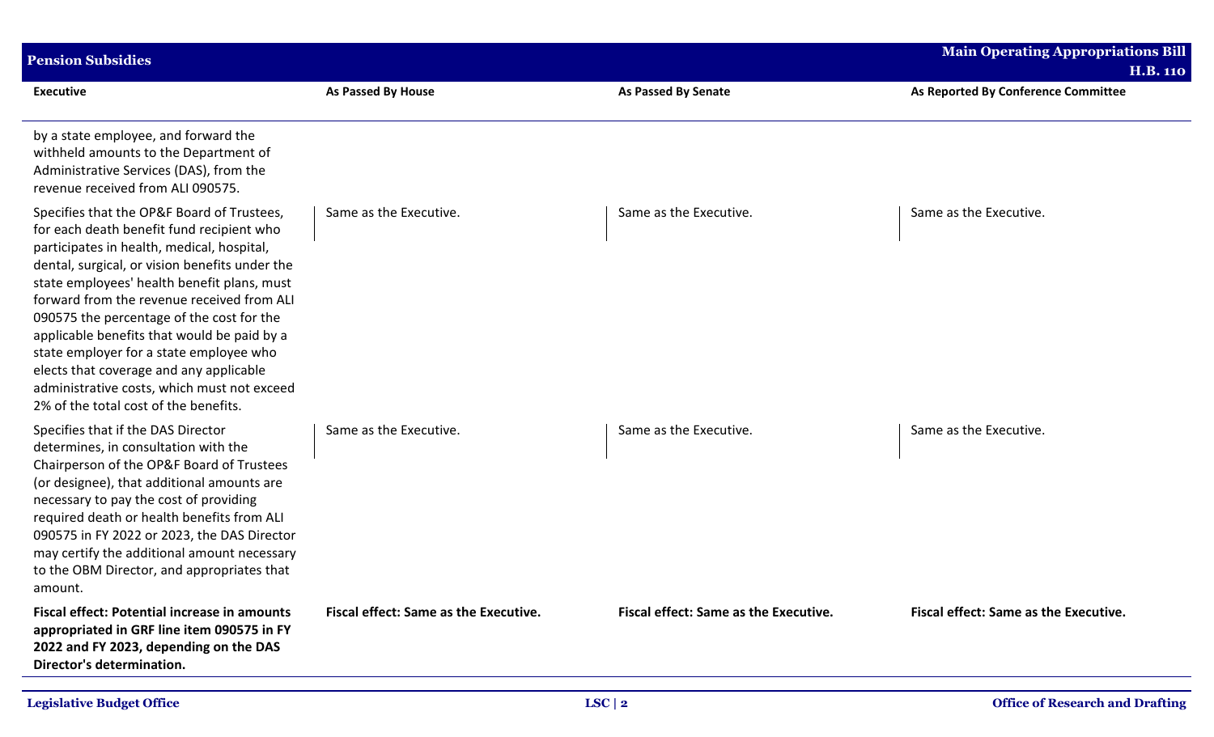| Executive | As Passed By House | As Passed By Senate | As Reported By Conference Committee |
|---|---|---|---|
| by a state employee, and forward the withheld amounts to the Department of Administrative Services (DAS), from the revenue received from ALI 090575. | | | |
| Specifies that the OP&F Board of Trustees, for each death benefit fund recipient who participates in health, medical, hospital, dental, surgical, or vision benefits under the state employees' health benefit plans, must forward from the revenue received from ALI 090575 the percentage of the cost for the applicable benefits that would be paid by a state employer for a state employee who elects that coverage and any applicable administrative costs, which must not exceed 2% of the total cost of the benefits. | Same as the Executive. | Same as the Executive. | Same as the Executive. |
| Specifies that if the DAS Director determines, in consultation with the Chairperson of the OP&F Board of Trustees (or designee), that additional amounts are necessary to pay the cost of providing required death or health benefits from ALI 090575 in FY 2022 or 2023, the DAS Director may certify the additional amount necessary to the OBM Director, and appropriates that amount. | Same as the Executive. | Same as the Executive. | Same as the Executive. |
| **Fiscal effect: Potential increase in amounts appropriated in GRF line item 090575 in FY 2022 and FY 2023, depending on the DAS Director's determination.** | **Fiscal effect: Same as the Executive.** | **Fiscal effect: Same as the Executive.** | **Fiscal effect: Same as the Executive.** |